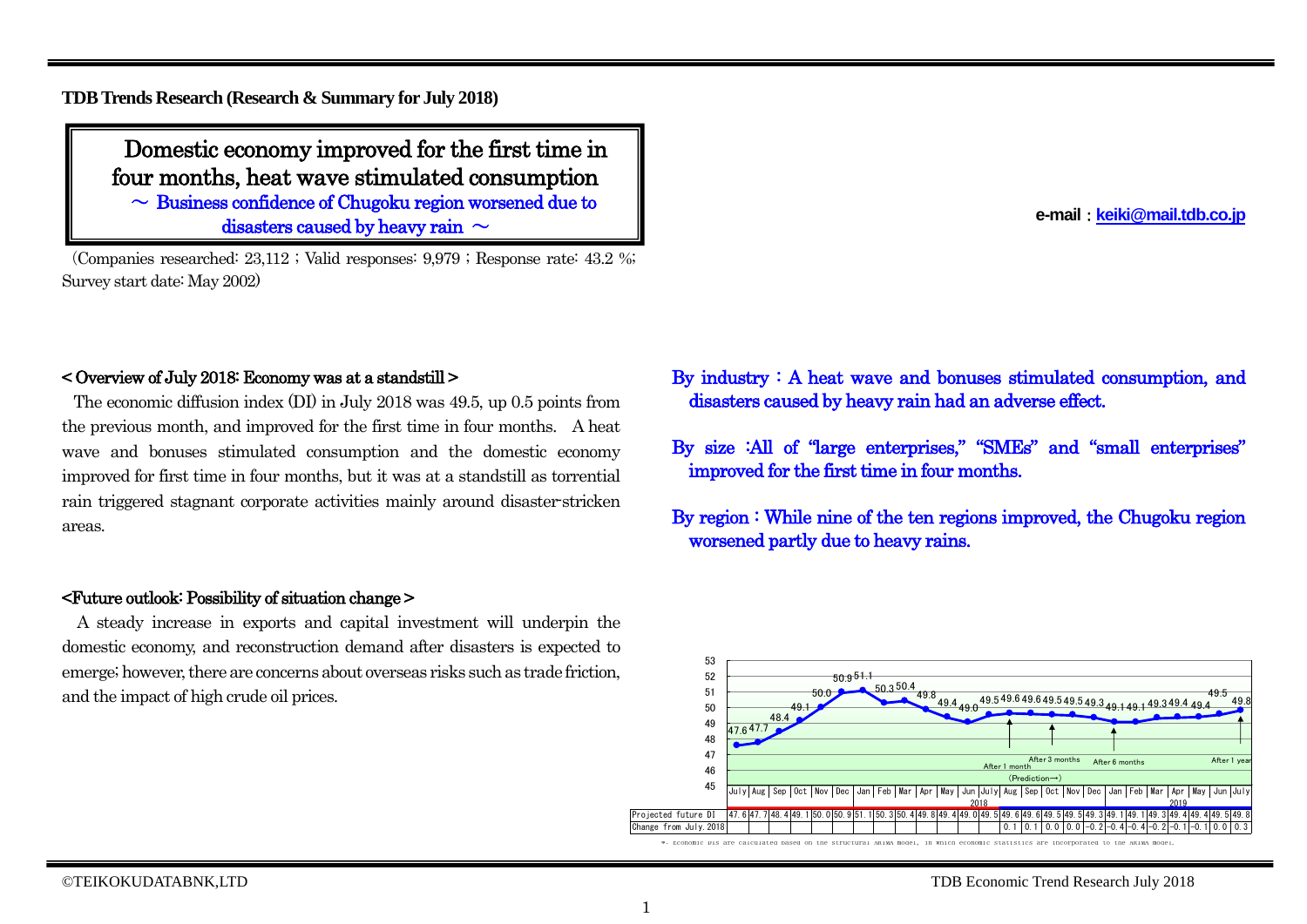**TDB Trends Research (Research & Summary for July 2018)**

# Domestic economy improved for the first time in four months, heat wave stimulated consumption

## ～ Business confidence of Chugoku region worsened due to disasters caused by heavy rain ～

(Companies researched: 23,112 ; Valid responses: 9,979 ; Response rate: 43.2 %; Survey start date: May 2002)

**e-mail : keiki@mail.tdb.co.jp**

### < Overview of July 2018: Economy was at a standstill >

The economic diffusion index (DI) in July 2018 was 49.5, up 0.5 points from the previous month, and improved for the first time in four months. A heat wave and bonuses stimulated consumption and the domestic economy improved for first time in four months, but it was at a standstill as torrential rain triggered stagnant corporate activities mainly around disaster-stricken areas.

### <Future outlook: Possibility of situation change >

A steady increase in exports and capital investment will underpin the domestic economy, and reconstruction demand after disasters is expected to emerge; however, there are concerns about overseas risks such as trade friction, and the impact of high crude oil prices.

**By industry : A heat wave and bonuses stimulated consumption, and disasters caused by heavy rain had an adverse effect.**

**By size :All of "large enterprises," "SMEs" and "small enterprises" improved for the first time in four months.**

**By region : While nine of the ten regions improved, the Chugoku region worsened partly due to heavy rains.**

| | July | Aug | Sep | Oct | Nov | Dec | Jan | Feb | Mar | Apr | May | Jun | July | Aug | Sep | Oct | Nov | Dec | Jan | Feb | Mar | Apr | May | Jun | July |
|---|---|---|---|---|---|---|---|---|---|---|---|---|---|---|---|---|---|---|---|---|---|---|---|---|---|
| | | | | | | | 2018 | | | | | | | | | | | | 2019 | | | | | | |
| Projected future DI | 47.6 | 47.7 | 48.4 | 49.1 | 50.0 | 50.9 | 51.1 | 50.3 | 50.4 | 49.8 | 49.4 | 49.0 | 49.5 | 49.6 | 49.6 | 49.5 | 49.5 | 49.3 | 49.1 | 49.1 | 49.3 | 49.4 | 49.4 | 49.5 | 49.8 |
| Change from July.2018 | | | | | | | | | | | | | | 0.1 | 0.1 | 0.0 | 0.0 | −0.2 | −0.4 | −0.4 | −0.2 | −0.1 | −0.1 | 0.0 | 0.3 |

(Chart annotations: After 1 month, After 3 months, After 6 months, After 1 year, (Prediction→))

*: Economic DIs are calculated based on the structural ARIMA model, in which economic statistics are incorporated to the ARIMA model.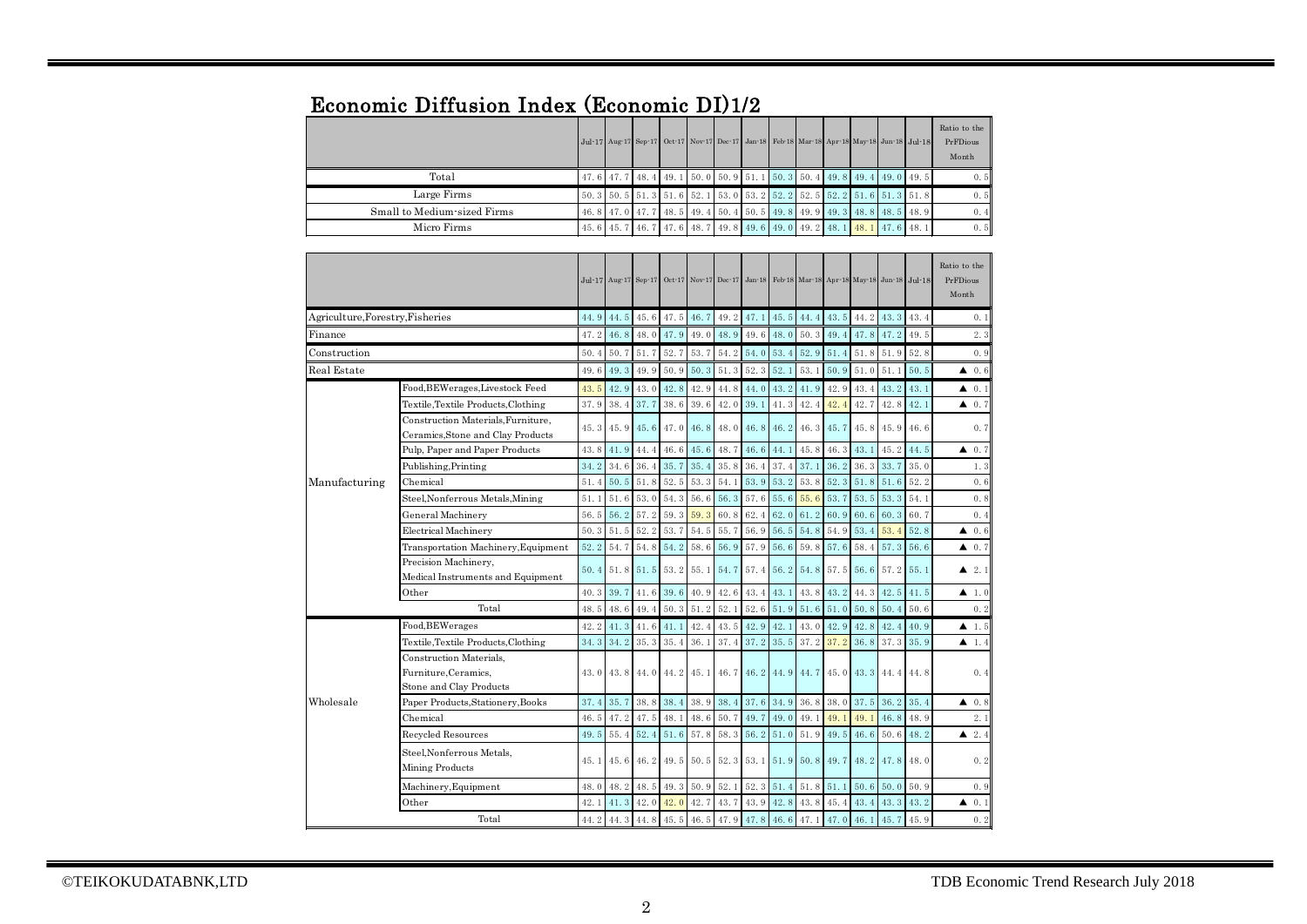# Economic Diffusion Index (Economic DI)1/2

| | Jul-17 | Aug-17 | Sep-17 | Oct-17 | Nov-17 | Dec-17 | Jan-18 | Feb-18 | Mar-18 | Apr-18 | May-18 | Jun-18 | Jul-18 | Ratio to the PrFDious Month |
|---|---|---|---|---|---|---|---|---|---|---|---|---|---|---|
| Total | 47.6 | 47.7 | 48.4 | 49.1 | 50.0 | 50.9 | 51.1 | 50.3 | 50.4 | 49.8 | 49.4 | 49.0 | 49.5 | 0.5 |
| Large Firms | 50.3 | 50.5 | 51.3 | 51.6 | 52.1 | 53.0 | 53.2 | 52.2 | 52.5 | 52.2 | 51.6 | 51.3 | 51.8 | 0.5 |
| Small to Medium-sized Firms | 46.8 | 47.0 | 47.7 | 48.5 | 49.4 | 50.4 | 50.5 | 49.8 | 49.9 | 49.3 | 48.8 | 48.5 | 48.9 | 0.4 |
| Micro Firms | 45.6 | 45.7 | 46.7 | 47.6 | 48.7 | 49.8 | 49.6 | 49.0 | 49.2 | 48.1 | 48.1 | 47.6 | 48.1 | 0.5 |

| | | Jul-17 | Aug-17 | Sep-17 | Oct-17 | Nov-17 | Dec-17 | Jan-18 | Feb-18 | Mar-18 | Apr-18 | May-18 | Jun-18 | Jul-18 | Ratio to the PrFDious Month |
|---|---|---|---|---|---|---|---|---|---|---|---|---|---|---|---|
| Agriculture,Forestry,Fisheries | | 44.9 | 44.5 | 45.6 | 47.5 | 46.7 | 49.2 | 47.1 | 45.5 | 44.4 | 43.5 | 44.2 | 43.3 | 43.4 | 0.1 |
| Finance | | 47.2 | 46.8 | 48.0 | 47.9 | 49.0 | 48.9 | 49.6 | 48.0 | 50.3 | 49.4 | 47.8 | 47.2 | 49.5 | 2.3 |
| Construction | | 50.4 | 50.7 | 51.7 | 52.7 | 53.7 | 54.2 | 54.0 | 53.4 | 52.9 | 51.4 | 51.8 | 51.9 | 52.8 | 0.9 |
| Real Estate | | 49.6 | 49.3 | 49.9 | 50.9 | 50.3 | 51.3 | 52.3 | 52.1 | 53.1 | 50.9 | 51.0 | 51.1 | 50.5 | ▲ 0.6 |
| Manufacturing | Food,BEWerages,Livestock Feed | 43.5 | 42.9 | 43.0 | 42.8 | 42.9 | 44.8 | 44.0 | 43.2 | 41.9 | 42.9 | 43.4 | 43.2 | 43.1 | ▲ 0.1 |
| | Textile,Textile Products,Clothing | 37.9 | 38.4 | 37.7 | 38.6 | 39.6 | 42.0 | 39.1 | 41.3 | 42.4 | 42.4 | 42.7 | 42.8 | 42.1 | ▲ 0.7 |
| | Construction Materials,Furniture, Ceramics,Stone and Clay Products | 45.3 | 45.9 | 45.6 | 47.0 | 46.8 | 48.0 | 46.8 | 46.2 | 46.3 | 45.7 | 45.8 | 45.9 | 46.6 | 0.7 |
| | Pulp, Paper and Paper Products | 43.8 | 41.9 | 44.4 | 46.6 | 45.6 | 48.7 | 46.6 | 44.1 | 45.8 | 46.3 | 43.1 | 45.2 | 44.5 | ▲ 0.7 |
| | Publishing,Printing | 34.2 | 34.6 | 36.4 | 35.7 | 35.4 | 35.8 | 36.4 | 37.4 | 37.1 | 36.2 | 36.3 | 33.7 | 35.0 | 1.3 |
| | Chemical | 51.4 | 50.5 | 51.8 | 52.5 | 53.3 | 54.1 | 53.9 | 53.2 | 53.8 | 52.3 | 51.8 | 51.6 | 52.2 | 0.6 |
| | Steel,Nonferrous Metals,Mining | 51.1 | 51.6 | 53.0 | 54.3 | 56.6 | 56.3 | 57.6 | 55.6 | 55.6 | 53.7 | 53.5 | 53.3 | 54.1 | 0.8 |
| | General Machinery | 56.5 | 56.2 | 57.2 | 59.3 | 59.3 | 60.8 | 62.4 | 62.0 | 61.2 | 60.9 | 60.6 | 60.3 | 60.7 | 0.4 |
| | Electrical Machinery | 50.3 | 51.5 | 52.2 | 53.7 | 54.5 | 55.7 | 56.9 | 56.5 | 54.8 | 54.9 | 53.4 | 53.4 | 52.8 | ▲ 0.6 |
| | Transportation Machinery,Equipment | 52.2 | 54.7 | 54.8 | 54.2 | 58.6 | 56.9 | 57.9 | 56.6 | 59.8 | 57.6 | 58.4 | 57.3 | 56.6 | ▲ 0.7 |
| | Precision Machinery, Medical Instruments and Equipment | 50.4 | 51.8 | 51.5 | 53.2 | 55.1 | 54.7 | 57.4 | 56.2 | 54.8 | 57.5 | 56.6 | 57.2 | 55.1 | ▲ 2.1 |
| | Other | 40.3 | 39.7 | 41.6 | 39.6 | 40.9 | 42.6 | 43.4 | 43.1 | 43.8 | 43.2 | 44.3 | 42.5 | 41.5 | ▲ 1.0 |
| | Total | 48.5 | 48.6 | 49.4 | 50.3 | 51.2 | 52.1 | 52.6 | 51.9 | 51.6 | 51.0 | 50.8 | 50.4 | 50.6 | 0.2 |
| Wholesale | Food,BEWerages | 42.2 | 41.3 | 41.6 | 41.1 | 42.4 | 43.5 | 42.9 | 42.1 | 43.0 | 42.9 | 42.8 | 42.4 | 40.9 | ▲ 1.5 |
| | Textile,Textile Products,Clothing | 34.3 | 34.2 | 35.3 | 35.4 | 36.1 | 37.4 | 37.2 | 35.5 | 37.2 | 37.2 | 36.8 | 37.3 | 35.9 | ▲ 1.4 |
| | Construction Materials, Furniture,Ceramics, Stone and Clay Products | 43.0 | 43.8 | 44.0 | 44.2 | 45.1 | 46.7 | 46.2 | 44.9 | 44.7 | 45.0 | 43.3 | 44.4 | 44.8 | 0.4 |
| | Paper Products,Stationery,Books | 37.4 | 35.7 | 38.8 | 38.4 | 38.9 | 38.4 | 37.6 | 34.9 | 36.8 | 38.0 | 37.5 | 36.2 | 35.4 | ▲ 0.8 |
| | Chemical | 46.5 | 47.2 | 47.5 | 48.1 | 48.6 | 50.7 | 49.7 | 49.0 | 49.1 | 49.1 | 49.1 | 46.8 | 48.9 | 2.1 |
| | Recycled Resources | 49.5 | 55.4 | 52.4 | 51.6 | 57.8 | 58.3 | 56.2 | 51.0 | 51.9 | 49.5 | 46.6 | 50.6 | 48.2 | ▲ 2.4 |
| | Steel,Nonferrous Metals, Mining Products | 45.1 | 45.6 | 46.2 | 49.5 | 50.5 | 52.3 | 53.1 | 51.9 | 50.8 | 49.7 | 48.2 | 47.8 | 48.0 | 0.2 |
| | Machinery,Equipment | 48.0 | 48.2 | 48.5 | 49.3 | 50.9 | 52.1 | 52.3 | 51.4 | 51.8 | 51.1 | 50.6 | 50.0 | 50.9 | 0.9 |
| | Other | 42.1 | 41.3 | 42.0 | 42.0 | 42.7 | 43.7 | 43.9 | 42.8 | 43.8 | 45.4 | 43.4 | 43.3 | 43.2 | ▲ 0.1 |
| | Total | 44.2 | 44.3 | 44.8 | 45.5 | 46.5 | 47.9 | 47.8 | 46.6 | 47.1 | 47.0 | 46.1 | 45.7 | 45.9 | 0.2 |

©TEIKOKUDATABNK,LTD

TDB Economic Trend Research July 2018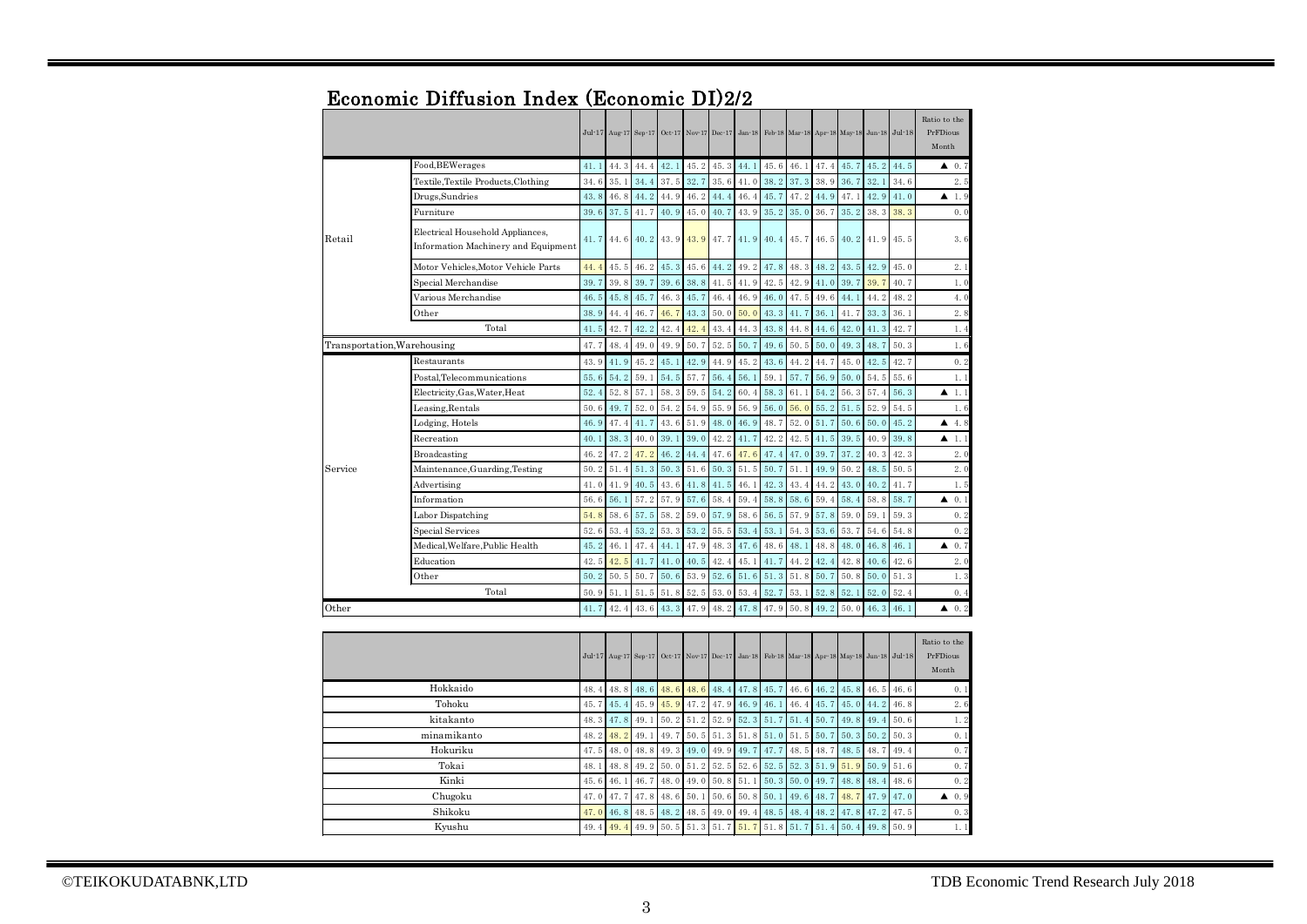## Economic Diffusion Index (Economic DI)2/2

| | | Jul-17 | Aug-17 | Sep-17 | Oct-17 | Nov-17 | Dec-17 | Jan-18 | Feb-18 | Mar-18 | Apr-18 | May-18 | Jun-18 | Jul-18 | Ratio to the PrFDious Month |
|---|---|---|---|---|---|---|---|---|---|---|---|---|---|---|---|
| Retail | Food,BEWerages | 41.1 | 44.3 | 44.4 | 42.1 | 45.2 | 45.3 | 44.1 | 45.6 | 46.1 | 47.4 | 45.7 | 45.2 | 44.5 | ▲ 0.7 |
| | Textile,Textile Products,Clothing | 34.6 | 35.1 | 34.4 | 37.5 | 32.7 | 35.6 | 41.0 | 38.2 | 37.3 | 38.9 | 36.7 | 32.1 | 34.6 | 2.5 |
| | Drugs,Sundries | 43.8 | 46.8 | 44.2 | 44.9 | 46.2 | 44.4 | 46.4 | 45.7 | 47.2 | 44.9 | 47.1 | 42.9 | 41.0 | ▲ 1.9 |
| | Furniture | 39.6 | 37.5 | 41.7 | 40.9 | 45.0 | 40.7 | 43.9 | 35.2 | 35.0 | 36.7 | 35.2 | 38.3 | 38.3 | 0.0 |
| | Electrical Household Appliances, Information Machinery and Equipment | 41.7 | 44.6 | 40.2 | 43.9 | 43.9 | 47.7 | 41.9 | 40.4 | 45.7 | 46.5 | 40.2 | 41.9 | 45.5 | 3.6 |
| | Motor Vehicles,Motor Vehicle Parts | 44.4 | 45.5 | 46.2 | 45.3 | 45.6 | 44.2 | 49.2 | 47.8 | 48.3 | 48.2 | 43.5 | 42.9 | 45.0 | 2.1 |
| | Special Merchandise | 39.7 | 39.8 | 39.7 | 39.6 | 38.8 | 41.5 | 41.9 | 42.5 | 42.9 | 41.0 | 39.7 | 39.7 | 40.7 | 1.0 |
| | Various Merchandise | 46.5 | 45.8 | 45.7 | 46.3 | 45.7 | 46.4 | 46.9 | 46.0 | 47.5 | 49.6 | 44.1 | 44.2 | 48.2 | 4.0 |
| | Other | 38.9 | 44.4 | 46.7 | 46.7 | 43.3 | 50.0 | 50.0 | 43.3 | 41.7 | 36.1 | 41.7 | 33.3 | 36.1 | 2.8 |
| | Total | 41.5 | 42.7 | 42.2 | 42.4 | 42.4 | 43.4 | 44.3 | 43.8 | 44.8 | 44.6 | 42.0 | 41.3 | 42.7 | 1.4 |
| Transportation,Warehousing | | 47.7 | 48.4 | 49.0 | 49.9 | 50.7 | 52.5 | 50.7 | 49.6 | 50.5 | 50.0 | 49.3 | 48.7 | 50.3 | 1.6 |
| Service | Restaurants | 43.9 | 41.9 | 45.2 | 45.1 | 42.9 | 44.9 | 45.2 | 43.6 | 44.2 | 44.7 | 45.0 | 42.5 | 42.7 | 0.2 |
| | Postal,Telecommunications | 55.6 | 54.2 | 59.1 | 54.5 | 57.7 | 56.4 | 56.1 | 59.1 | 57.7 | 56.9 | 50.0 | 54.5 | 55.6 | 1.1 |
| | Electricity,Gas,Water,Heat | 52.4 | 52.8 | 57.1 | 58.3 | 59.5 | 54.2 | 60.4 | 58.3 | 61.1 | 54.2 | 56.3 | 57.4 | 56.3 | ▲ 1.1 |
| | Leasing,Rentals | 50.6 | 49.7 | 52.0 | 54.2 | 54.9 | 55.9 | 56.9 | 56.0 | 56.0 | 55.2 | 51.5 | 52.9 | 54.5 | 1.6 |
| | Lodging, Hotels | 46.9 | 47.4 | 41.7 | 43.6 | 51.9 | 48.0 | 46.9 | 48.7 | 52.0 | 51.7 | 50.6 | 50.0 | 45.2 | ▲ 4.8 |
| | Recreation | 40.1 | 38.3 | 40.0 | 39.1 | 39.0 | 42.2 | 41.7 | 42.2 | 42.5 | 41.5 | 39.5 | 40.9 | 39.8 | ▲ 1.1 |
| | Broadcasting | 46.2 | 47.2 | 47.2 | 46.2 | 44.4 | 47.6 | 47.6 | 47.4 | 47.0 | 39.7 | 37.2 | 40.3 | 42.3 | 2.0 |
| | Maintenance,Guarding,Testing | 50.2 | 51.4 | 51.3 | 50.3 | 51.6 | 50.3 | 51.5 | 50.7 | 51.1 | 49.9 | 50.2 | 48.5 | 50.5 | 2.0 |
| | Advertising | 41.0 | 41.9 | 40.5 | 43.6 | 41.8 | 41.5 | 46.1 | 42.3 | 43.4 | 44.2 | 43.0 | 40.2 | 41.7 | 1.5 |
| | Information | 56.6 | 56.1 | 57.2 | 57.9 | 57.6 | 58.4 | 59.4 | 58.8 | 58.6 | 59.4 | 58.4 | 58.8 | 58.7 | ▲ 0.1 |
| | Labor Dispatching | 54.8 | 58.6 | 57.5 | 58.2 | 59.0 | 57.9 | 58.6 | 56.5 | 57.9 | 57.8 | 59.0 | 59.1 | 59.3 | 0.2 |
| | Special Services | 52.6 | 53.4 | 53.2 | 53.3 | 53.2 | 55.5 | 53.4 | 53.1 | 54.3 | 53.6 | 53.7 | 54.6 | 54.8 | 0.2 |
| | Medical,Welfare,Public Health | 45.2 | 46.1 | 47.4 | 44.1 | 47.9 | 48.3 | 47.6 | 48.6 | 48.1 | 48.8 | 48.0 | 46.8 | 46.1 | ▲ 0.7 |
| | Education | 42.5 | 42.5 | 41.7 | 41.0 | 40.5 | 42.4 | 45.1 | 41.7 | 44.2 | 42.4 | 42.8 | 40.6 | 42.6 | 2.0 |
| | Other | 50.2 | 50.5 | 50.7 | 50.6 | 53.9 | 52.6 | 51.6 | 51.3 | 51.8 | 50.7 | 50.8 | 50.0 | 51.3 | 1.3 |
| | Total | 50.9 | 51.1 | 51.5 | 51.8 | 52.5 | 53.0 | 53.4 | 52.7 | 53.1 | 52.8 | 52.1 | 52.0 | 52.4 | 0.4 |
| Other | | 41.7 | 42.4 | 43.6 | 43.3 | 47.9 | 48.2 | 47.8 | 47.9 | 50.8 | 49.2 | 50.0 | 46.3 | 46.1 | ▲ 0.2 |

| | Jul-17 | Aug-17 | Sep-17 | Oct-17 | Nov-17 | Dec-17 | Jan-18 | Feb-18 | Mar-18 | Apr-18 | May-18 | Jun-18 | Jul-18 | Ratio to the PrFDious Month |
|---|---|---|---|---|---|---|---|---|---|---|---|---|---|---|
| Hokkaido | 48.4 | 48.8 | 48.6 | 48.6 | 48.6 | 48.4 | 47.8 | 45.7 | 46.6 | 46.2 | 45.8 | 46.5 | 46.6 | 0.1 |
| Tohoku | 45.7 | 45.4 | 45.9 | 45.9 | 47.2 | 47.9 | 46.9 | 46.1 | 46.4 | 45.7 | 45.0 | 44.2 | 46.8 | 2.6 |
| kitakanto | 48.3 | 47.8 | 49.1 | 50.2 | 51.2 | 52.9 | 52.3 | 51.7 | 51.4 | 50.7 | 49.8 | 49.4 | 50.6 | 1.2 |
| minamikanto | 48.2 | 48.2 | 49.1 | 49.7 | 50.5 | 51.3 | 51.8 | 51.0 | 51.5 | 50.7 | 50.3 | 50.2 | 50.3 | 0.1 |
| Hokuriku | 47.5 | 48.0 | 48.8 | 49.3 | 49.0 | 49.9 | 49.7 | 47.7 | 48.5 | 48.7 | 48.5 | 48.7 | 49.4 | 0.7 |
| Tokai | 48.1 | 48.8 | 49.2 | 50.0 | 51.2 | 52.5 | 52.6 | 52.5 | 52.3 | 51.9 | 51.9 | 50.9 | 51.6 | 0.7 |
| Kinki | 45.6 | 46.1 | 46.7 | 48.0 | 49.0 | 50.8 | 51.1 | 50.3 | 50.0 | 49.7 | 48.8 | 48.4 | 48.6 | 0.2 |
| Chugoku | 47.0 | 47.7 | 47.8 | 48.6 | 50.1 | 50.6 | 50.8 | 50.1 | 49.6 | 48.7 | 48.7 | 47.9 | 47.0 | ▲ 0.9 |
| Shikoku | 47.0 | 46.8 | 48.5 | 48.2 | 48.5 | 49.0 | 49.4 | 48.5 | 48.4 | 48.2 | 47.8 | 47.2 | 47.5 | 0.3 |
| Kyushu | 49.4 | 49.4 | 49.9 | 50.5 | 51.3 | 51.7 | 51.7 | 51.8 | 51.7 | 51.4 | 50.4 | 49.8 | 50.9 | 1.1 |

©TEIKOKUDATABNK,LTD TDB Economic Trend Research July 2018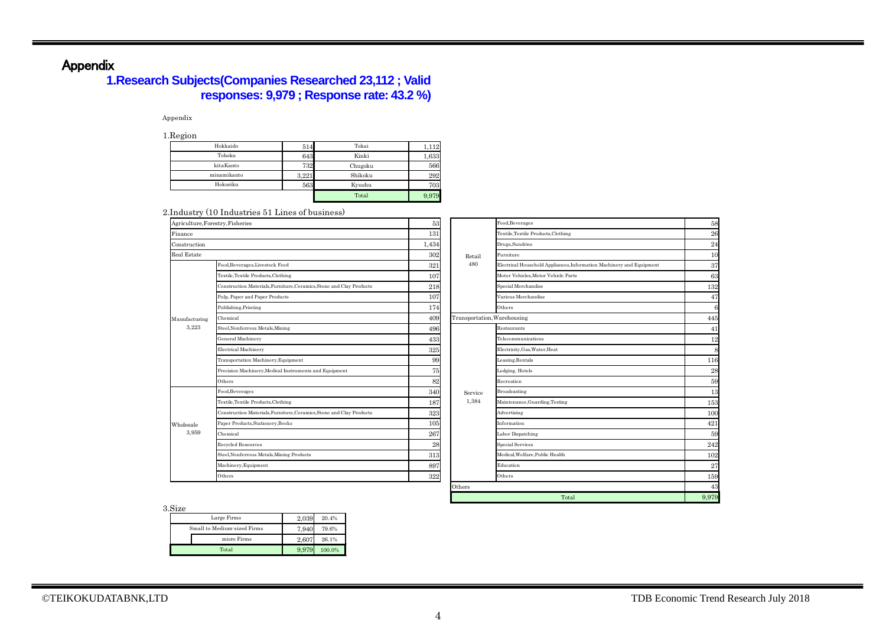# Appendix

## 1.Research Subjects(Companies Researched 23,112 ; Valid responses: 9,979 ; Response rate: 43.2 %)

Appendix

1.Region

| Region | Count | Region | Count |
|---|---|---|---|
| Hokkaido | 514 | Tokai | 1,112 |
| Tohoku | 643 | Kinki | 1,633 |
| kitaKanto | 732 | Chugoku | 566 |
| minamikanto | 3,221 | Shikoku | 292 |
| Hokuriku | 563 | Kyushu | 703 |
| | | Total | 9,979 |

2.Industry (10 Industries 51 Lines of business)

| Industry | Line of business | Count |
|---|---|---|
| Agriculture,Forestry,Fisheries | | 53 |
| Finance | | 131 |
| Construction | | 1,434 |
| Real Estate | | 302 |
| Manufacturing 3,223 | Food,Beverages,Livestock Feed | 321 |
| | Textile,Textile Products,Clothing | 107 |
| | Construction Materials,Furniture,Ceramics,Stone and Clay Products | 218 |
| | Pulp, Paper and Paper Products | 107 |
| | Publishing,Printing | 174 |
| | Chemical | 409 |
| | Steel,Nonferrous Metals,Mining | 496 |
| | General Machinery | 433 |
| | Electrical Machinery | 325 |
| | Transportation Machinery,Equipment | 99 |
| | Precision Machinery,Medical Instruments and Equipment | 75 |
| | Others | 82 |
| Wholesale 3,959 | Food,Beverages | 340 |
| | Textile,Textile Products,Clothing | 187 |
| | Construction Materials,Furniture,Ceramics,Stone and Clay Products | 323 |
| | Paper Products,Stationery,Books | 105 |
| | Chemical | 267 |
| | Recycled Resources | 28 |
| | Steel,Nonferrous Metals,Mining Products | 313 |
| | Machinery,Equipment | 897 |
| | Others | 322 |
| Retail 480 | Food,Beverages | 58 |
| | Textile,Textile Products,Clothing | 26 |
| | Drugs,Sundries | 24 |
| | Furniture | 10 |
| | Electrical Household Appliances,Information Machinery and Equipment | 37 |
| | Motor Vehicles,Motor Vehicle Parts | 63 |
| | Special Merchandise | 132 |
| | Various Merchandise | 47 |
| | Others | 6 |
| Transportation,Warehousing | | 445 |
| Service 1,384 | Restaurants | 41 |
| | Telecommunications | 12 |
| | Electricity,Gas,Water,Heat | 8 |
| | Leasing,Rentals | 116 |
| | Lodging, Hotels | 28 |
| | Recreation | 59 |
| | Broadcasting | 13 |
| | Maintenance,Guarding,Testing | 153 |
| | Advertising | 100 |
| | Information | 421 |
| | Labor Dispatching | 59 |
| | Special Services | 242 |
| | Medical,Welfare,Public Health | 102 |
| | Education | 27 |
| | Others | 159 |
| Others | | 43 |
| Total | | 9,979 |

3.Size

| Size | Count | Share |
|---|---|---|
| Large Firms | 2,039 | 20.4% |
| Small to Medium-sized Firms | 7,940 | 79.6% |
| micro Firms | 2,607 | 26.1% |
| Total | 9,979 | 100.0% |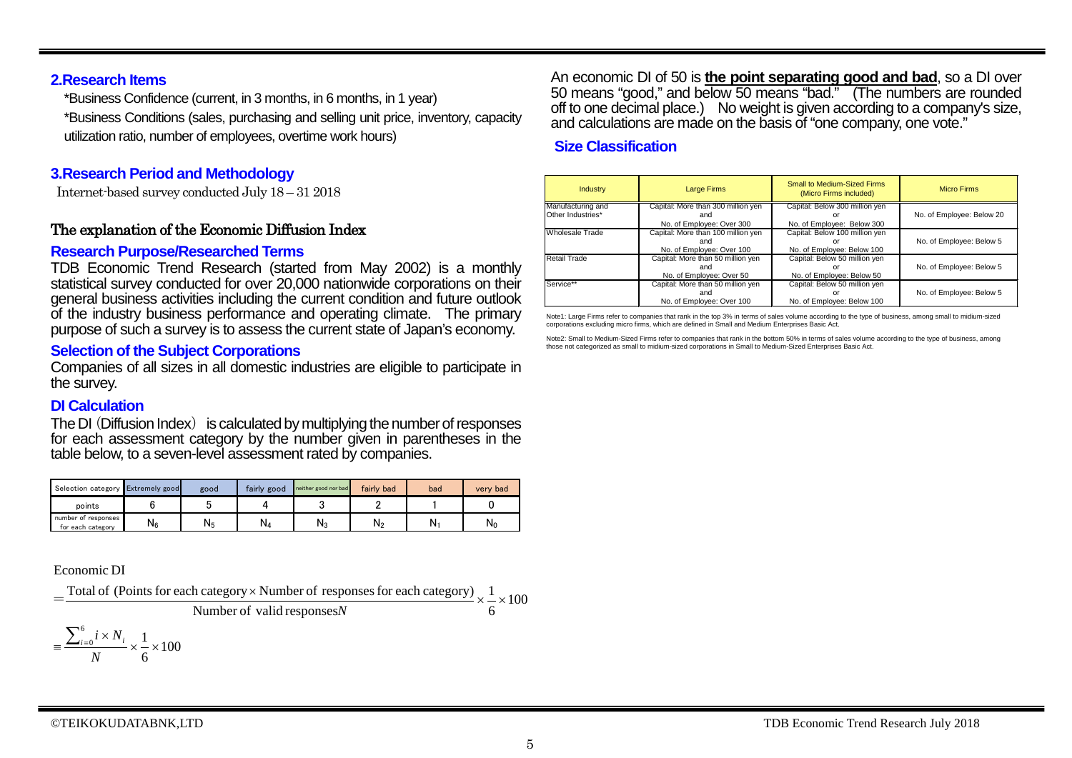## 2.Research Items

\*Business Confidence (current, in 3 months, in 6 months, in 1 year)

\*Business Conditions (sales, purchasing and selling unit price, inventory, capacity utilization ratio, number of employees, overtime work hours)

## 3.Research Period and Methodology

Internet-based survey conducted July 18 – 31 2018

# The explanation of the Economic Diffusion Index

### Research Purpose/Researched Terms

TDB Economic Trend Research (started from May 2002) is a monthly statistical survey conducted for over 20,000 nationwide corporations on their general business activities including the current condition and future outlook of the industry business performance and operating climate. The primary purpose of such a survey is to assess the current state of Japan's economy.

### Selection of the Subject Corporations

Companies of all sizes in all domestic industries are eligible to participate in the survey.

### DI Calculation

The DI (Diffusion Index) is calculated by multiplying the number of responses for each assessment category by the number given in parentheses in the table below, to a seven-level assessment rated by companies.

| Selection category | Extremely good | good | fairly good | neither good nor bad | fairly bad | bad | very bad |
|---|---|---|---|---|---|---|---|
| points | 6 | 5 | 4 | 3 | 2 | 1 | 0 |
| number of responses for each category | $N_6$ | $N_5$ | $N_4$ | $N_3$ | $N_2$ | $N_1$ | $N_0$ |

Economic DI

$$= \frac{\text{Total of (Points for each category} \times \text{Number of responses for each category)}}{\text{Number of valid responses} N} \times \frac{1}{6} \times 100$$

$$\equiv \frac{\sum_{i=0}^{6} i \times N_i}{N} \times \frac{1}{6} \times 100$$

An economic DI of 50 is **the point separating good and bad**, so a DI over 50 means "good," and below 50 means "bad." (The numbers are rounded off to one decimal place.) No weight is given according to a company's size, and calculations are made on the basis of "one company, one vote."

### Size Classification

| Industry | Large Firms | Small to Medium-Sized Firms (Micro Firms included) | Micro Firms |
|---|---|---|---|
| Manufacturing and Other Industries* | Capital: More than 300 million yen and No. of Employee: Over 300 | Capital: Below 300 million yen or No. of Employee: Below 300 | No. of Employee: Below 20 |
| Wholesale Trade | Capital: More than 100 million yen and No. of Employee: Over 100 | Capital: Below 100 million yen or No. of Employee: Below 100 | No. of Employee: Below 5 |
| Retail Trade | Capital: More than 50 million yen and No. of Employee: Over 50 | Capital: Below 50 million yen or No. of Employee: Below 50 | No. of Employee: Below 5 |
| Service** | Capital: More than 50 million yen and No. of Employee: Over 100 | Capital: Below 50 million yen or No. of Employee: Below 100 | No. of Employee: Below 5 |

Note1: Large Firms refer to companies that rank in the top 3% in terms of sales volume according to the type of business, among small to midium-sized corporations excluding micro firms, which are defined in Small and Medium Enterprises Basic Act.

Note2: Small to Medium-Sized Firms refer to companies that rank in the bottom 50% in terms of sales volume according to the type of business, among those not categorized as small to midium-sized corporations in Small to Medium-Sized Enterprises Basic Act.

©TEIKOKUDATABNK,LTD